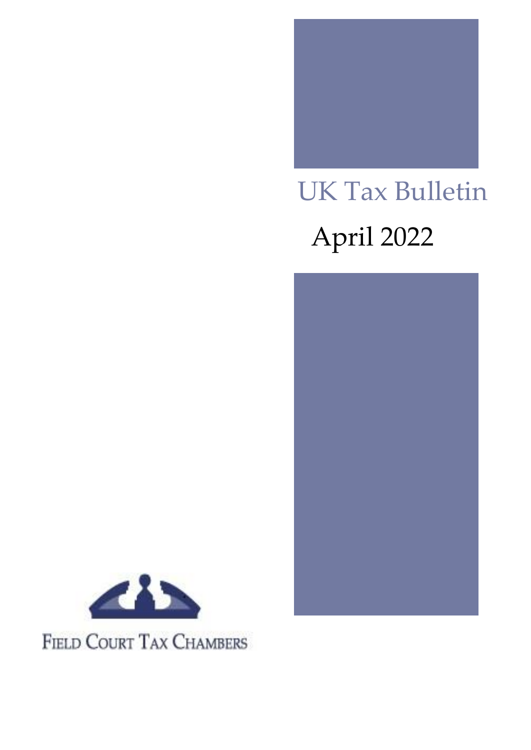# UK Tax Bulletin

## April 2022

FIELD COURT TAX CHAMBERS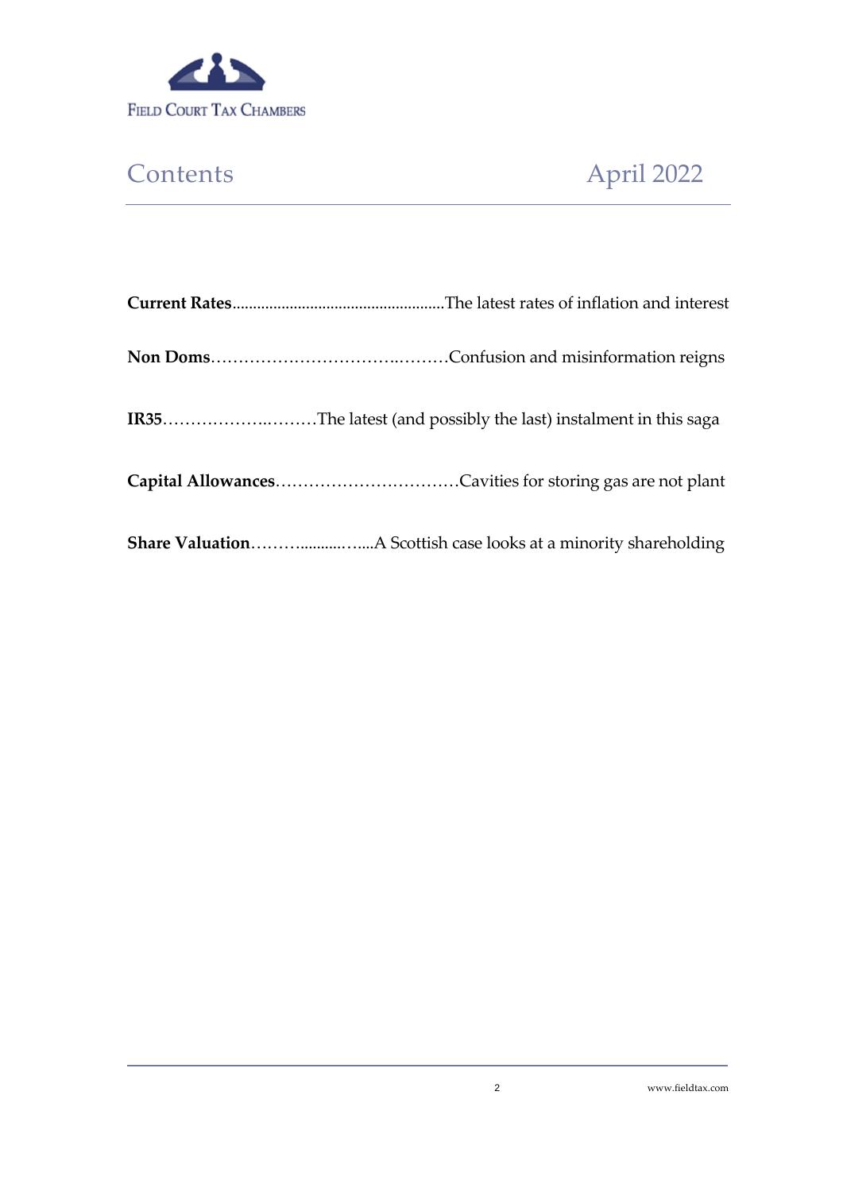FIELD COURT TAX CHAMBERS

# Contents

April 2022

**Current Rates**.....................................................The latest rates of inflation and interest

**Non Doms**……………………………..………Confusion and misinformation reigns

**IR35**……………….………The latest (and possibly the last) instalment in this saga

**Capital Allowances**……………………………Cavities for storing gas are not plant

**Share Valuation**……............…....A Scottish case looks at a minority shareholding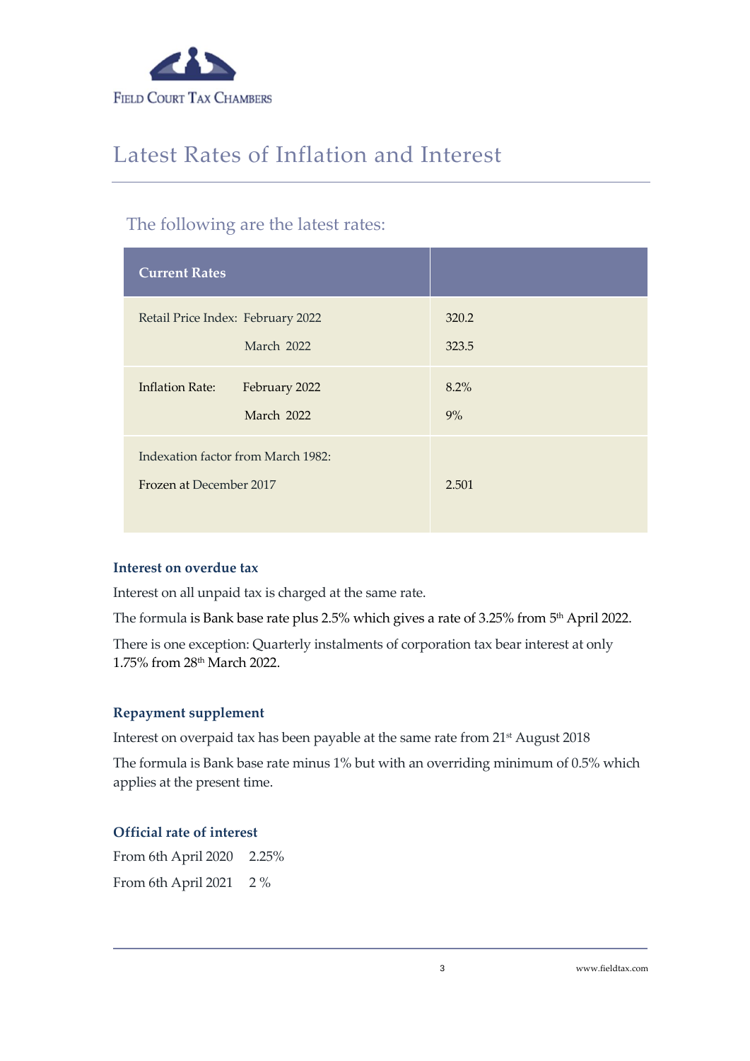# Latest Rates of Inflation and Interest

## The following are the latest rates:

| Current Rates | |
|---|---|
| Retail Price Index: February 2022<br>March 2022 | 320.2<br>323.5 |
| Inflation Rate: February 2022<br>March 2022 | 8.2%<br>9% |
| Indexation factor from March 1982:<br>Frozen at December 2017 | 2.501 |

### Interest on overdue tax

Interest on all unpaid tax is charged at the same rate.

The formula is Bank base rate plus 2.5% which gives a rate of 3.25% from 5th April 2022.

There is one exception: Quarterly instalments of corporation tax bear interest at only 1.75% from 28th March 2022.

### Repayment supplement

Interest on overpaid tax has been payable at the same rate from 21st August 2018

The formula is Bank base rate minus 1% but with an overriding minimum of 0.5% which applies at the present time.

### Official rate of interest

From 6th April 2020 2.25%

From 6th April 2021 2 %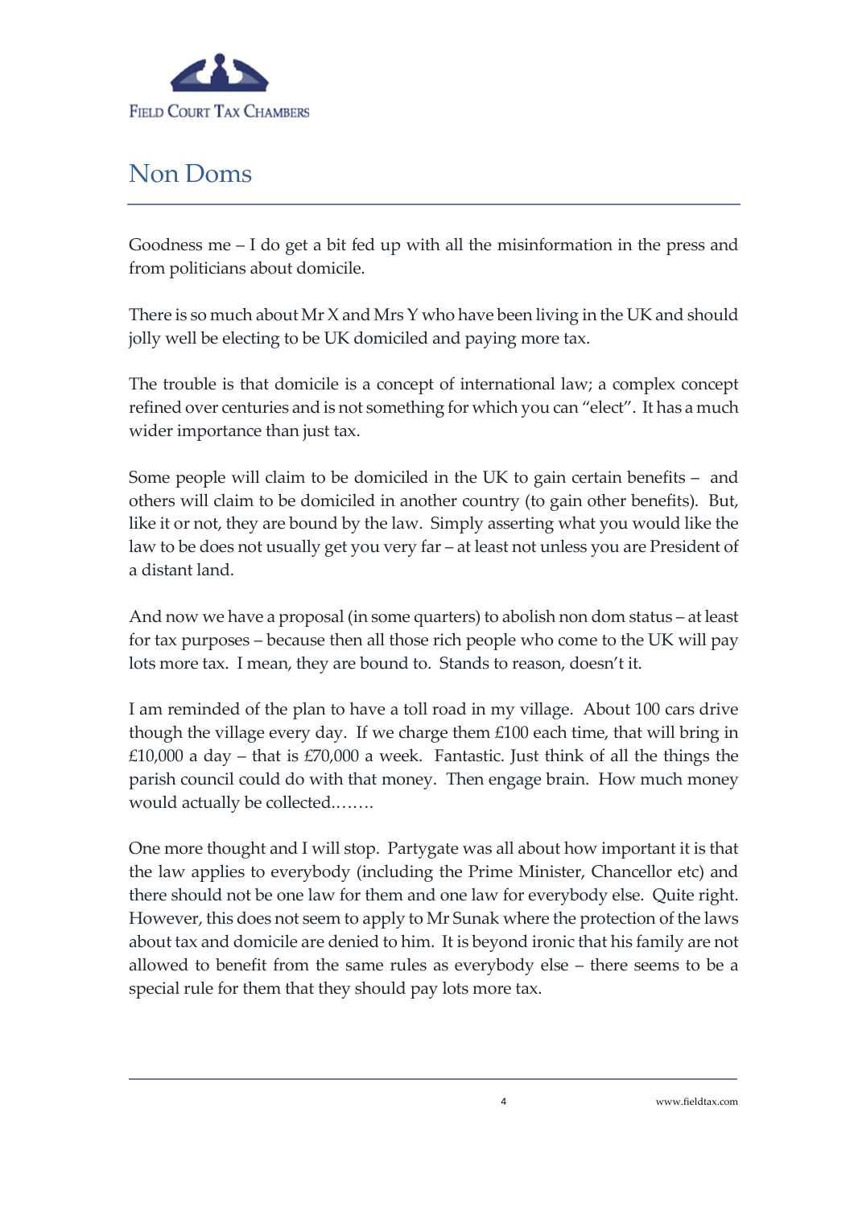# Non Doms

Goodness me – I do get a bit fed up with all the misinformation in the press and from politicians about domicile.

There is so much about Mr X and Mrs Y who have been living in the UK and should jolly well be electing to be UK domiciled and paying more tax.

The trouble is that domicile is a concept of international law; a complex concept refined over centuries and is not something for which you can "elect". It has a much wider importance than just tax.

Some people will claim to be domiciled in the UK to gain certain benefits – and others will claim to be domiciled in another country (to gain other benefits). But, like it or not, they are bound by the law. Simply asserting what you would like the law to be does not usually get you very far – at least not unless you are President of a distant land.

And now we have a proposal (in some quarters) to abolish non dom status – at least for tax purposes – because then all those rich people who come to the UK will pay lots more tax. I mean, they are bound to. Stands to reason, doesn't it.

I am reminded of the plan to have a toll road in my village. About 100 cars drive though the village every day. If we charge them £100 each time, that will bring in £10,000 a day – that is £70,000 a week. Fantastic. Just think of all the things the parish council could do with that money. Then engage brain. How much money would actually be collected……..

One more thought and I will stop. Partygate was all about how important it is that the law applies to everybody (including the Prime Minister, Chancellor etc) and there should not be one law for them and one law for everybody else. Quite right. However, this does not seem to apply to Mr Sunak where the protection of the laws about tax and domicile are denied to him. It is beyond ironic that his family are not allowed to benefit from the same rules as everybody else – there seems to be a special rule for them that they should pay lots more tax.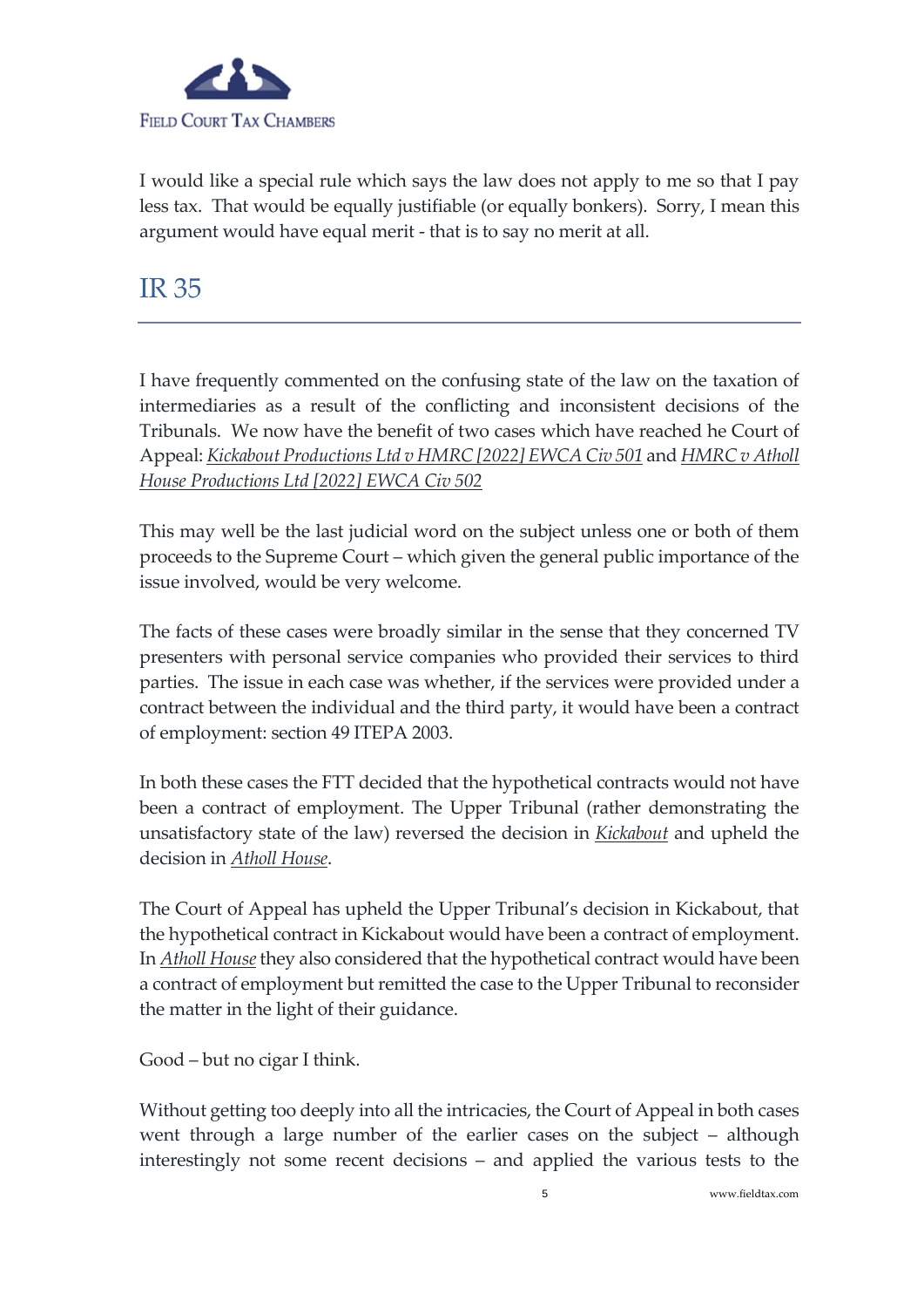I would like a special rule which says the law does not apply to me so that I pay less tax. That would be equally justifiable (or equally bonkers). Sorry, I mean this argument would have equal merit - that is to say no merit at all.

## IR 35

I have frequently commented on the confusing state of the law on the taxation of intermediaries as a result of the conflicting and inconsistent decisions of the Tribunals. We now have the benefit of two cases which have reached he Court of Appeal: *Kickabout Productions Ltd v HMRC [2022] EWCA Civ 501* and *HMRC v Atholl House Productions Ltd [2022] EWCA Civ 502*

This may well be the last judicial word on the subject unless one or both of them proceeds to the Supreme Court – which given the general public importance of the issue involved, would be very welcome.

The facts of these cases were broadly similar in the sense that they concerned TV presenters with personal service companies who provided their services to third parties. The issue in each case was whether, if the services were provided under a contract between the individual and the third party, it would have been a contract of employment: section 49 ITEPA 2003.

In both these cases the FTT decided that the hypothetical contracts would not have been a contract of employment. The Upper Tribunal (rather demonstrating the unsatisfactory state of the law) reversed the decision in *Kickabout* and upheld the decision in *Atholl House*.

The Court of Appeal has upheld the Upper Tribunal's decision in Kickabout, that the hypothetical contract in Kickabout would have been a contract of employment. In *Atholl House* they also considered that the hypothetical contract would have been a contract of employment but remitted the case to the Upper Tribunal to reconsider the matter in the light of their guidance.

Good – but no cigar I think.

Without getting too deeply into all the intricacies, the Court of Appeal in both cases went through a large number of the earlier cases on the subject – although interestingly not some recent decisions – and applied the various tests to the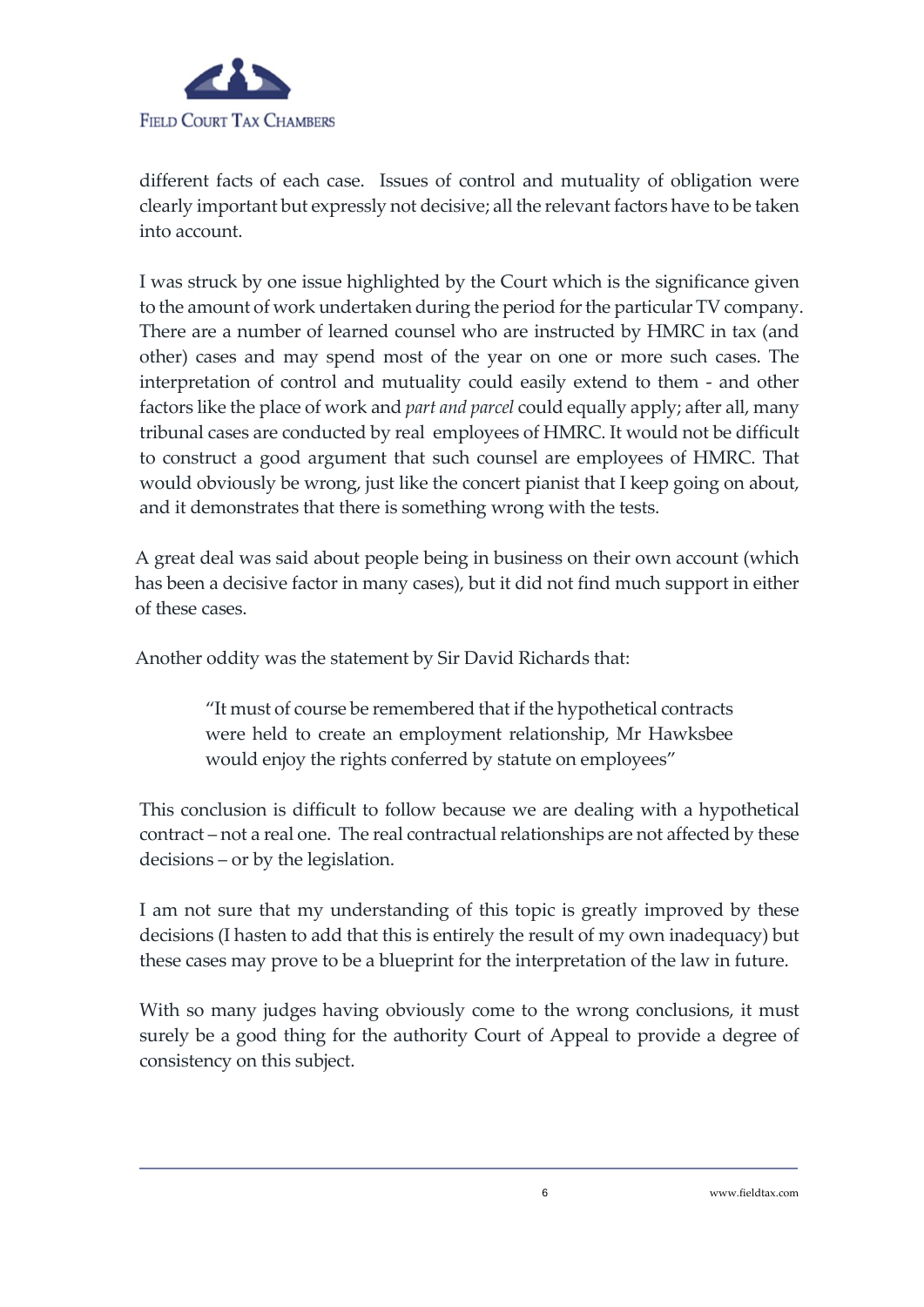different facts of each case. Issues of control and mutuality of obligation were clearly important but expressly not decisive; all the relevant factors have to be taken into account.

I was struck by one issue highlighted by the Court which is the significance given to the amount of work undertaken during the period for the particular TV company. There are a number of learned counsel who are instructed by HMRC in tax (and other) cases and may spend most of the year on one or more such cases. The interpretation of control and mutuality could easily extend to them - and other factors like the place of work and *part and parcel* could equally apply; after all, many tribunal cases are conducted by real employees of HMRC. It would not be difficult to construct a good argument that such counsel are employees of HMRC. That would obviously be wrong, just like the concert pianist that I keep going on about, and it demonstrates that there is something wrong with the tests.

A great deal was said about people being in business on their own account (which has been a decisive factor in many cases), but it did not find much support in either of these cases.

Another oddity was the statement by Sir David Richards that:

> "It must of course be remembered that if the hypothetical contracts were held to create an employment relationship, Mr Hawksbee would enjoy the rights conferred by statute on employees"

This conclusion is difficult to follow because we are dealing with a hypothetical contract – not a real one. The real contractual relationships are not affected by these decisions – or by the legislation.

I am not sure that my understanding of this topic is greatly improved by these decisions (I hasten to add that this is entirely the result of my own inadequacy) but these cases may prove to be a blueprint for the interpretation of the law in future.

With so many judges having obviously come to the wrong conclusions, it must surely be a good thing for the authority Court of Appeal to provide a degree of consistency on this subject.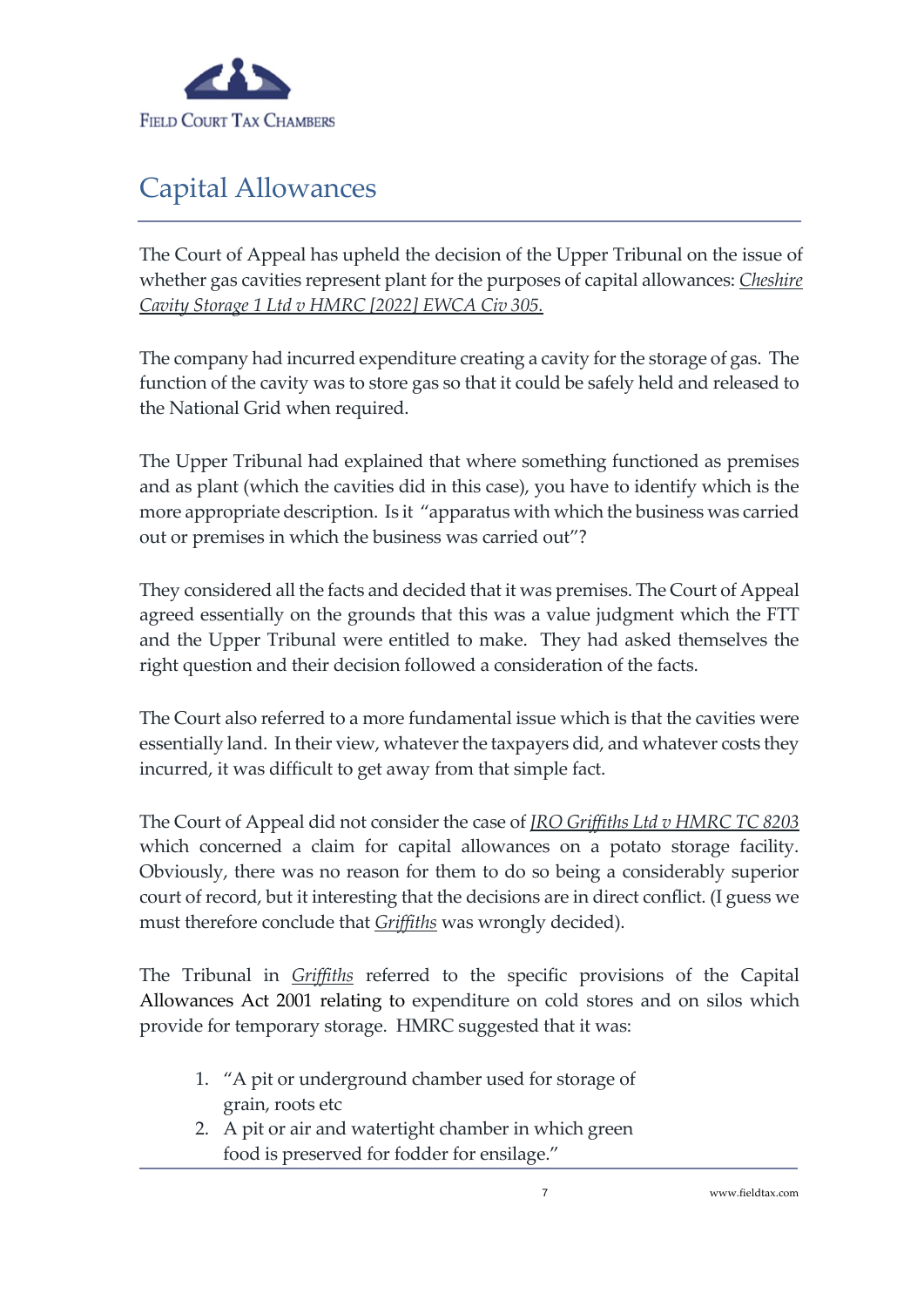# Capital Allowances

The Court of Appeal has upheld the decision of the Upper Tribunal on the issue of whether gas cavities represent plant for the purposes of capital allowances: *Cheshire Cavity Storage 1 Ltd v HMRC [2022] EWCA Civ 305.*

The company had incurred expenditure creating a cavity for the storage of gas. The function of the cavity was to store gas so that it could be safely held and released to the National Grid when required.

The Upper Tribunal had explained that where something functioned as premises and as plant (which the cavities did in this case), you have to identify which is the more appropriate description. Is it "apparatus with which the business was carried out or premises in which the business was carried out"?

They considered all the facts and decided that it was premises. The Court of Appeal agreed essentially on the grounds that this was a value judgment which the FTT and the Upper Tribunal were entitled to make. They had asked themselves the right question and their decision followed a consideration of the facts.

The Court also referred to a more fundamental issue which is that the cavities were essentially land. In their view, whatever the taxpayers did, and whatever costs they incurred, it was difficult to get away from that simple fact.

The Court of Appeal did not consider the case of *JRO Griffiths Ltd v HMRC TC 8203* which concerned a claim for capital allowances on a potato storage facility. Obviously, there was no reason for them to do so being a considerably superior court of record, but it interesting that the decisions are in direct conflict. (I guess we must therefore conclude that *Griffiths* was wrongly decided).

The Tribunal in *Griffiths* referred to the specific provisions of the Capital Allowances Act 2001 relating to expenditure on cold stores and on silos which provide for temporary storage. HMRC suggested that it was:

1. "A pit or underground chamber used for storage of grain, roots etc
2. A pit or air and watertight chamber in which green food is preserved for fodder for ensilage."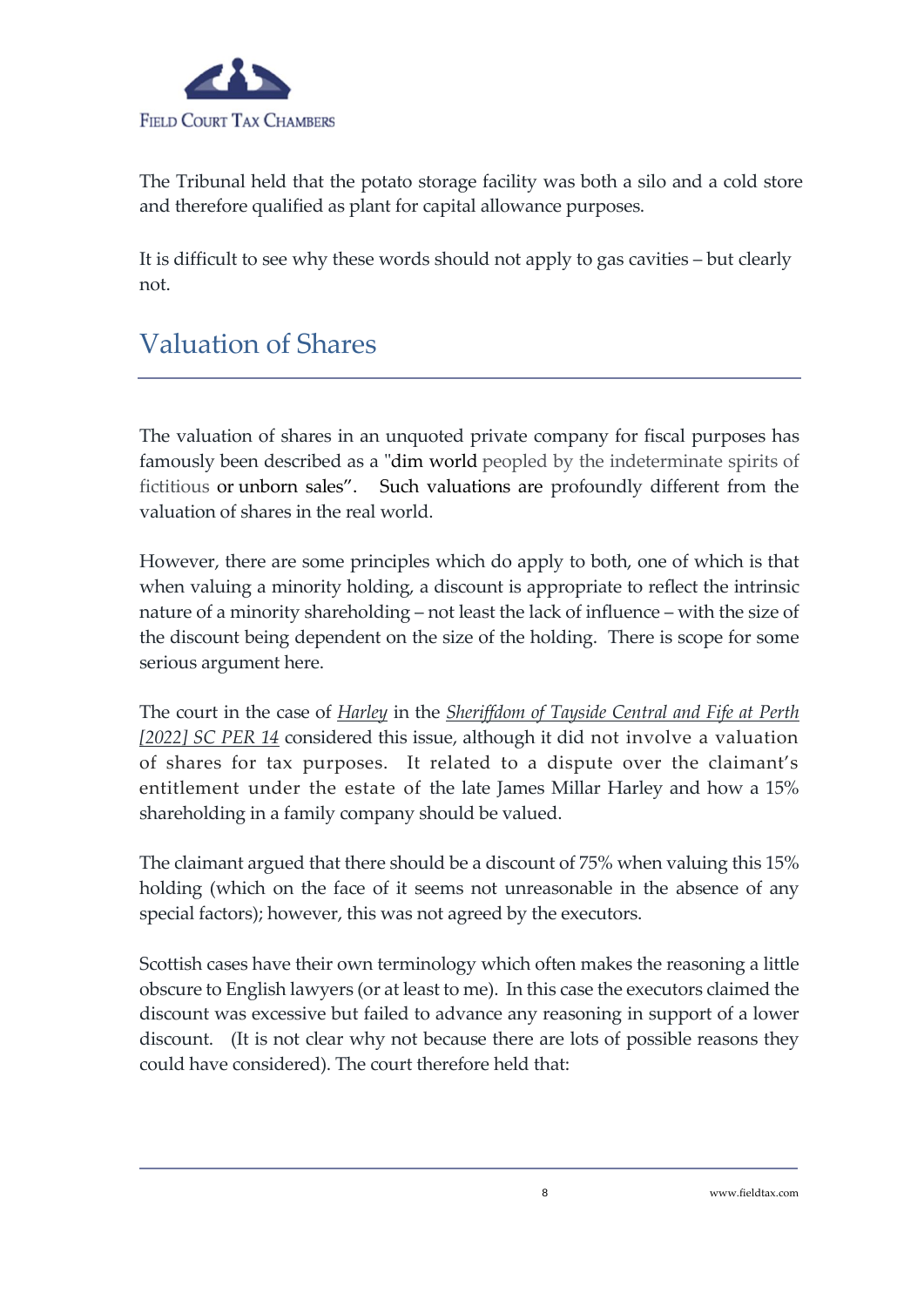The Tribunal held that the potato storage facility was both a silo and a cold store and therefore qualified as plant for capital allowance purposes.

It is difficult to see why these words should not apply to gas cavities – but clearly not.

## Valuation of Shares

The valuation of shares in an unquoted private company for fiscal purposes has famously been described as a "dim world peopled by the indeterminate spirits of fictitious or unborn sales". Such valuations are profoundly different from the valuation of shares in the real world.

However, there are some principles which do apply to both, one of which is that when valuing a minority holding, a discount is appropriate to reflect the intrinsic nature of a minority shareholding – not least the lack of influence – with the size of the discount being dependent on the size of the holding. There is scope for some serious argument here.

The court in the case of *Harley* in the *Sheriffdom of Tayside Central and Fife at Perth [2022] SC PER 14* considered this issue, although it did not involve a valuation of shares for tax purposes. It related to a dispute over the claimant's entitlement under the estate of the late James Millar Harley and how a 15% shareholding in a family company should be valued.

The claimant argued that there should be a discount of 75% when valuing this 15% holding (which on the face of it seems not unreasonable in the absence of any special factors); however, this was not agreed by the executors.

Scottish cases have their own terminology which often makes the reasoning a little obscure to English lawyers (or at least to me). In this case the executors claimed the discount was excessive but failed to advance any reasoning in support of a lower discount. (It is not clear why not because there are lots of possible reasons they could have considered). The court therefore held that: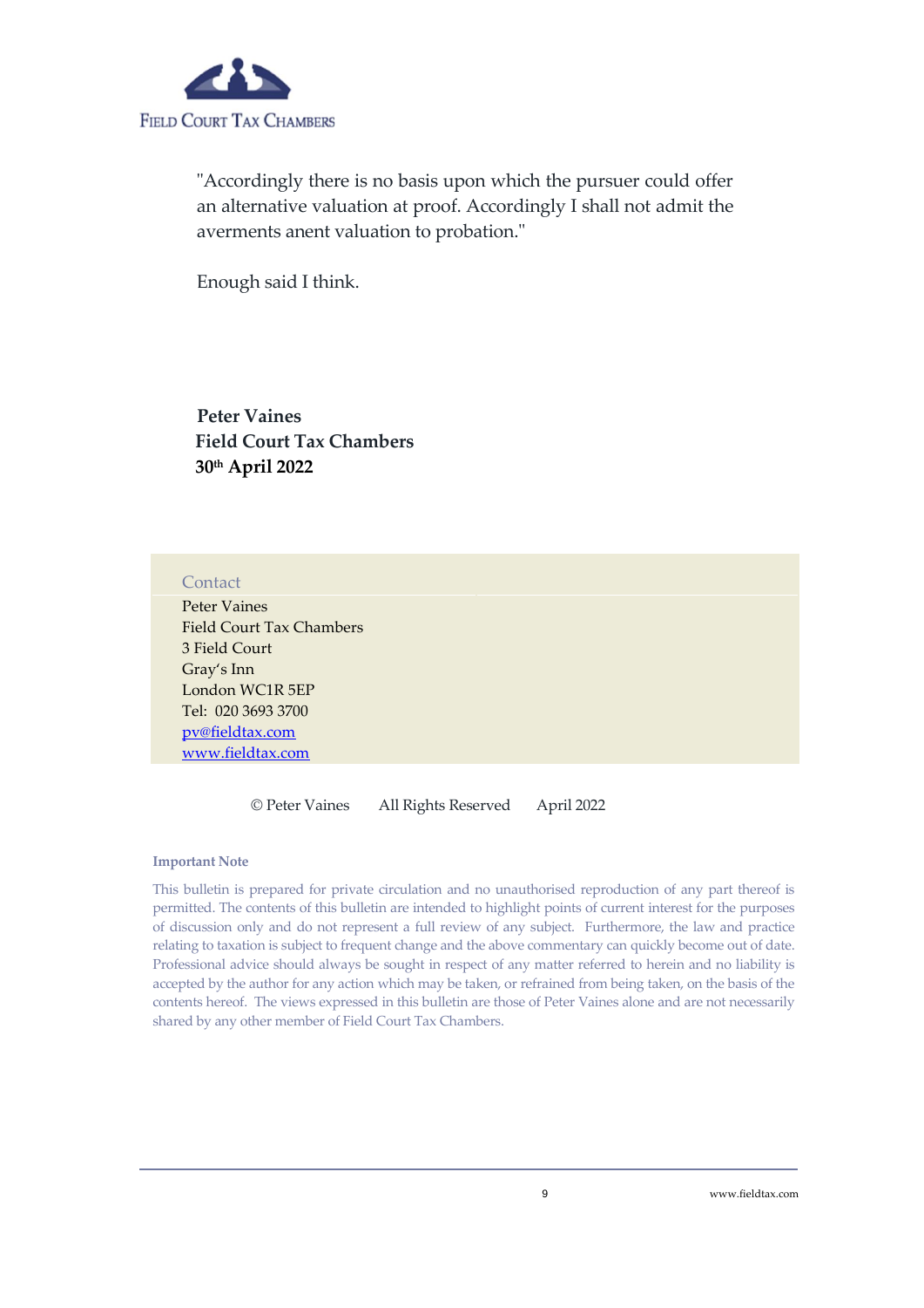"Accordingly there is no basis upon which the pursuer could offer an alternative valuation at proof. Accordingly I shall not admit the averments anent valuation to probation."

Enough said I think.

**Peter Vaines**
**Field Court Tax Chambers**
**30th April 2022**

Contact

Peter Vaines
Field Court Tax Chambers
3 Field Court
Gray's Inn
London WC1R 5EP
Tel: 020 3693 3700
pv@fieldtax.com
www.fieldtax.com

© Peter Vaines  All Rights Reserved  April 2022

**Important Note**

This bulletin is prepared for private circulation and no unauthorised reproduction of any part thereof is permitted. The contents of this bulletin are intended to highlight points of current interest for the purposes of discussion only and do not represent a full review of any subject. Furthermore, the law and practice relating to taxation is subject to frequent change and the above commentary can quickly become out of date. Professional advice should always be sought in respect of any matter referred to herein and no liability is accepted by the author for any action which may be taken, or refrained from being taken, on the basis of the contents hereof. The views expressed in this bulletin are those of Peter Vaines alone and are not necessarily shared by any other member of Field Court Tax Chambers.